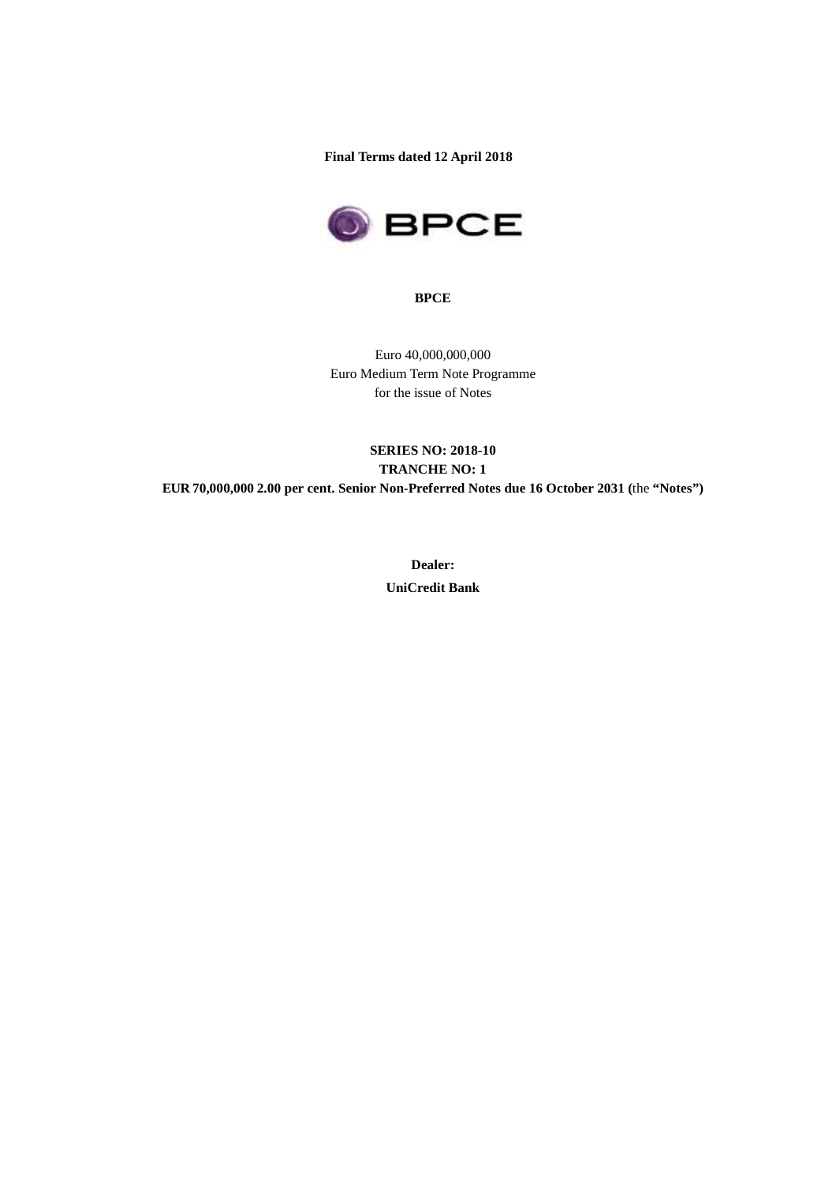**Final Terms dated 12 April 2018**

**BPCE**

Euro 40,000,000,000
Euro Medium Term Note Programme
for the issue of Notes

**SERIES NO: 2018-10**
**TRANCHE NO: 1**
**EUR 70,000,000 2.00 per cent. Senior Non-Preferred Notes due 16 October 2031 (**the **"Notes")**

**Dealer:**

**UniCredit Bank**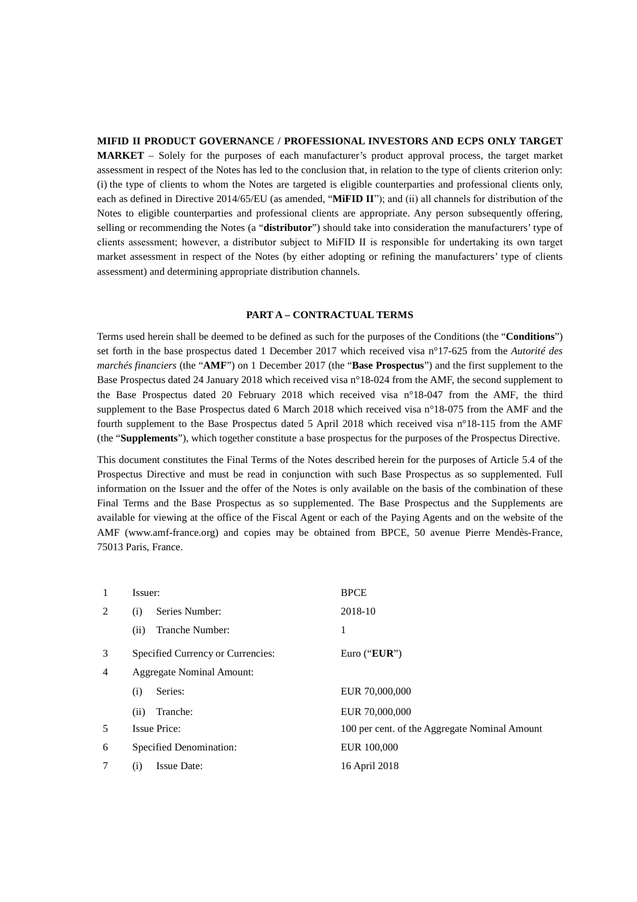**MIFID II PRODUCT GOVERNANCE / PROFESSIONAL INVESTORS AND ECPS ONLY TARGET MARKET** – Solely for the purposes of each manufacturer's product approval process, the target market assessment in respect of the Notes has led to the conclusion that, in relation to the type of clients criterion only: (i) the type of clients to whom the Notes are targeted is eligible counterparties and professional clients only, each as defined in Directive 2014/65/EU (as amended, "**MiFID II**"); and (ii) all channels for distribution of the Notes to eligible counterparties and professional clients are appropriate. Any person subsequently offering, selling or recommending the Notes (a "**distributor**") should take into consideration the manufacturers' type of clients assessment; however, a distributor subject to MiFID II is responsible for undertaking its own target market assessment in respect of the Notes (by either adopting or refining the manufacturers' type of clients assessment) and determining appropriate distribution channels.

## PART A – CONTRACTUAL TERMS

Terms used herein shall be deemed to be defined as such for the purposes of the Conditions (the "**Conditions**") set forth in the base prospectus dated 1 December 2017 which received visa n°17-625 from the *Autorité des marchés financiers* (the "**AMF**") on 1 December 2017 (the "**Base Prospectus**") and the first supplement to the Base Prospectus dated 24 January 2018 which received visa n°18-024 from the AMF, the second supplement to the Base Prospectus dated 20 February 2018 which received visa n°18-047 from the AMF, the third supplement to the Base Prospectus dated 6 March 2018 which received visa n°18-075 from the AMF and the fourth supplement to the Base Prospectus dated 5 April 2018 which received visa n°18-115 from the AMF (the "**Supplements**"), which together constitute a base prospectus for the purposes of the Prospectus Directive.

This document constitutes the Final Terms of the Notes described herein for the purposes of Article 5.4 of the Prospectus Directive and must be read in conjunction with such Base Prospectus as so supplemented. Full information on the Issuer and the offer of the Notes is only available on the basis of the combination of these Final Terms and the Base Prospectus as so supplemented. The Base Prospectus and the Supplements are available for viewing at the office of the Fiscal Agent or each of the Paying Agents and on the website of the AMF (www.amf-france.org) and copies may be obtained from BPCE, 50 avenue Pierre Mendès-France, 75013 Paris, France.

| | | |
|---|---|---|
| 1 | Issuer: | BPCE |
| 2 | (i) Series Number: | 2018-10 |
| | (ii) Tranche Number: | 1 |
| 3 | Specified Currency or Currencies: | Euro ("**EUR**") |
| 4 | Aggregate Nominal Amount: | |
| | (i) Series: | EUR 70,000,000 |
| | (ii) Tranche: | EUR 70,000,000 |
| 5 | Issue Price: | 100 per cent. of the Aggregate Nominal Amount |
| 6 | Specified Denomination: | EUR 100,000 |
| 7 | (i) Issue Date: | 16 April 2018 |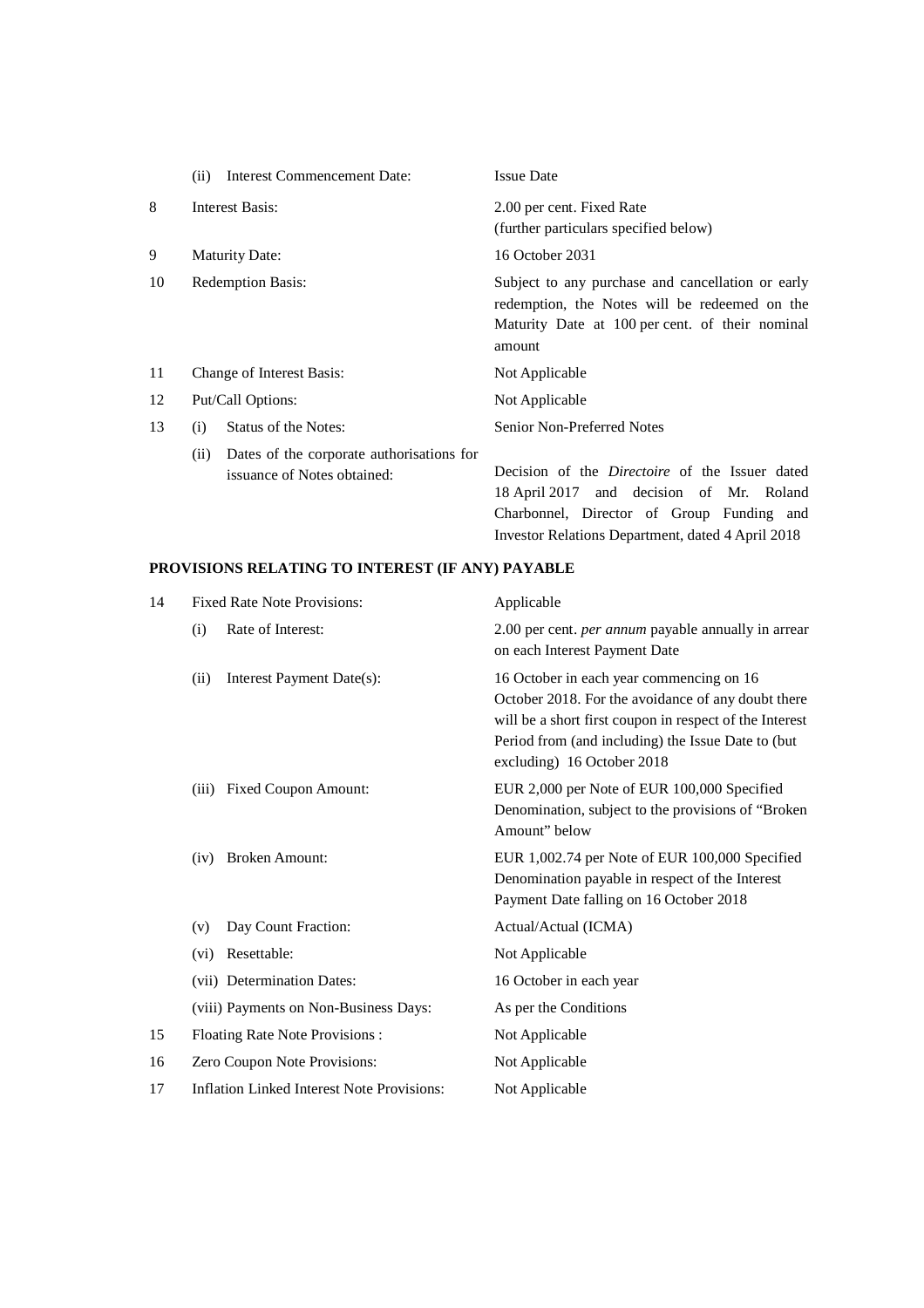| | | |
|---|---|---|
| | (ii) Interest Commencement Date: | Issue Date |
| 8 | Interest Basis: | 2.00 per cent. Fixed Rate (further particulars specified below) |
| 9 | Maturity Date: | 16 October 2031 |
| 10 | Redemption Basis: | Subject to any purchase and cancellation or early redemption, the Notes will be redeemed on the Maturity Date at 100 per cent. of their nominal amount |
| 11 | Change of Interest Basis: | Not Applicable |
| 12 | Put/Call Options: | Not Applicable |
| 13 | (i) Status of the Notes: | Senior Non-Preferred Notes |
| | (ii) Dates of the corporate authorisations for issuance of Notes obtained: | Decision of the *Directoire* of the Issuer dated 18 April 2017 and decision of Mr. Roland Charbonnel, Director of Group Funding and Investor Relations Department, dated 4 April 2018 |

**PROVISIONS RELATING TO INTEREST (IF ANY) PAYABLE**

| | | |
|---|---|---|
| 14 | Fixed Rate Note Provisions: | Applicable |
| | (i) Rate of Interest: | 2.00 per cent. *per annum* payable annually in arrear on each Interest Payment Date |
| | (ii) Interest Payment Date(s): | 16 October in each year commencing on 16 October 2018. For the avoidance of any doubt there will be a short first coupon in respect of the Interest Period from (and including) the Issue Date to (but excluding) 16 October 2018 |
| | (iii) Fixed Coupon Amount: | EUR 2,000 per Note of EUR 100,000 Specified Denomination, subject to the provisions of "Broken Amount" below |
| | (iv) Broken Amount: | EUR 1,002.74 per Note of EUR 100,000 Specified Denomination payable in respect of the Interest Payment Date falling on 16 October 2018 |
| | (v) Day Count Fraction: | Actual/Actual (ICMA) |
| | (vi) Resettable: | Not Applicable |
| | (vii) Determination Dates: | 16 October in each year |
| | (viii) Payments on Non-Business Days: | As per the Conditions |
| 15 | Floating Rate Note Provisions : | Not Applicable |
| 16 | Zero Coupon Note Provisions: | Not Applicable |
| 17 | Inflation Linked Interest Note Provisions: | Not Applicable |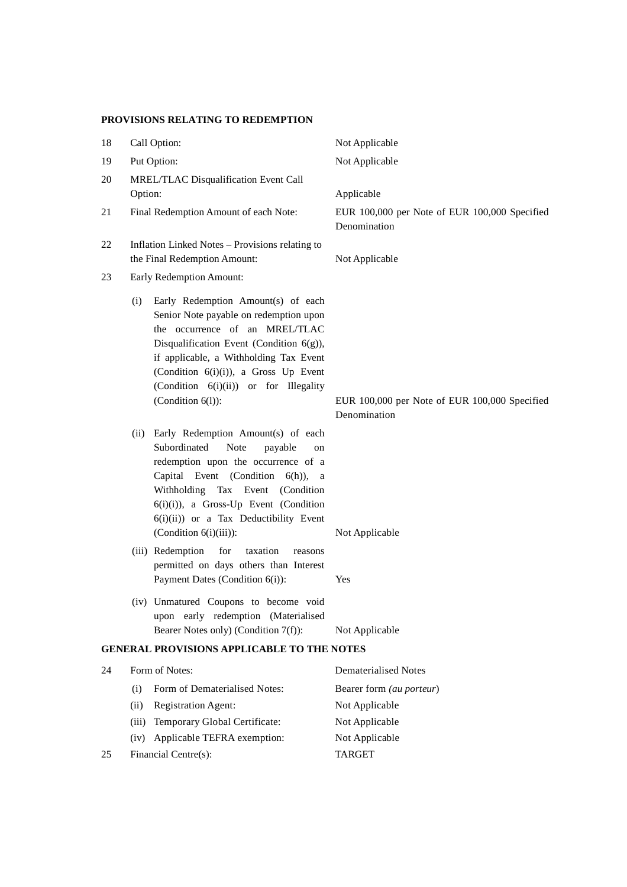**PROVISIONS RELATING TO REDEMPTION**

| | | |
|---|---|---|
| 18 | Call Option: | Not Applicable |
| 19 | Put Option: | Not Applicable |
| 20 | MREL/TLAC Disqualification Event Call Option: | Applicable |
| 21 | Final Redemption Amount of each Note: | EUR 100,000 per Note of EUR 100,000 Specified Denomination |
| 22 | Inflation Linked Notes – Provisions relating to the Final Redemption Amount: | Not Applicable |
| 23 | Early Redemption Amount: | |
| | (i) Early Redemption Amount(s) of each Senior Note payable on redemption upon the occurrence of an MREL/TLAC Disqualification Event (Condition 6(g)), if applicable, a Withholding Tax Event (Condition 6(i)(i)), a Gross Up Event (Condition 6(i)(ii)) or for Illegality (Condition 6(l)): | EUR 100,000 per Note of EUR 100,000 Specified Denomination |
| | (ii) Early Redemption Amount(s) of each Subordinated Note payable on redemption upon the occurrence of a Capital Event (Condition 6(h)), a Withholding Tax Event (Condition 6(i)(i)), a Gross-Up Event (Condition 6(i)(ii)) or a Tax Deductibility Event (Condition 6(i)(iii)): | Not Applicable |
| | (iii) Redemption for taxation reasons permitted on days others than Interest Payment Dates (Condition 6(i)): | Yes |
| | (iv) Unmatured Coupons to become void upon early redemption (Materialised Bearer Notes only) (Condition 7(f)): | Not Applicable |

**GENERAL PROVISIONS APPLICABLE TO THE NOTES**

| | | |
|---|---|---|
| 24 | Form of Notes: | Dematerialised Notes |
| | (i) Form of Dematerialised Notes: | Bearer form *(au porteur)* |
| | (ii) Registration Agent: | Not Applicable |
| | (iii) Temporary Global Certificate: | Not Applicable |
| | (iv) Applicable TEFRA exemption: | Not Applicable |
| 25 | Financial Centre(s): | TARGET |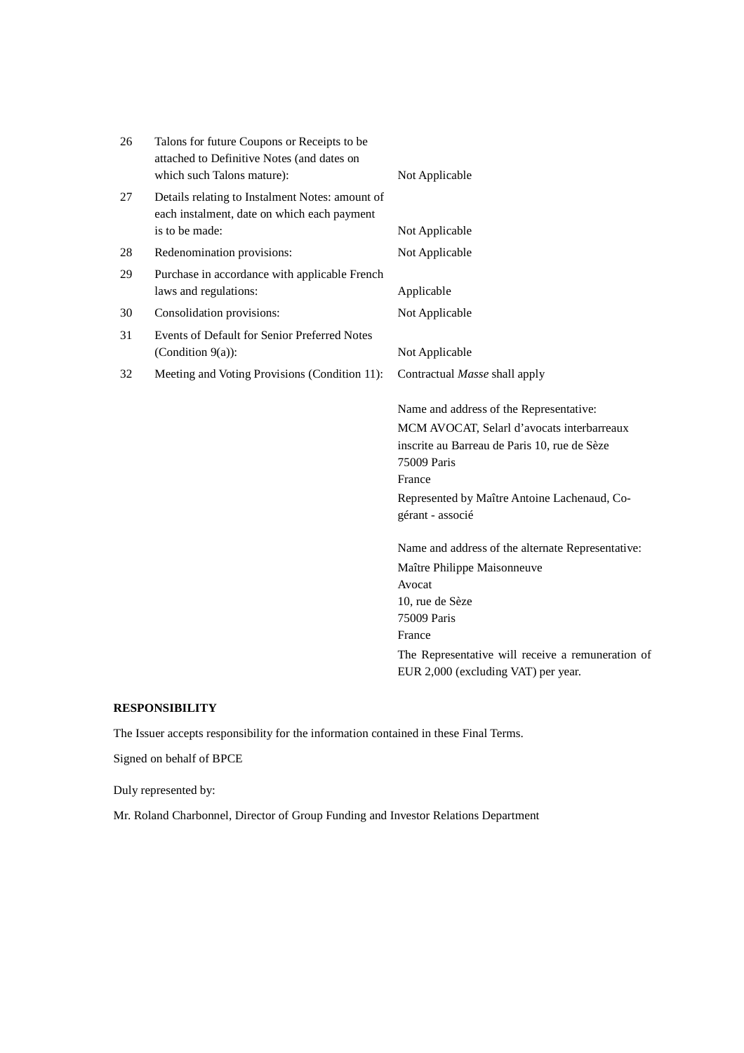| | | |
|---|---|---|
| 26 | Talons for future Coupons or Receipts to be attached to Definitive Notes (and dates on which such Talons mature): | Not Applicable |
| 27 | Details relating to Instalment Notes: amount of each instalment, date on which each payment is to be made: | Not Applicable |
| 28 | Redenomination provisions: | Not Applicable |
| 29 | Purchase in accordance with applicable French laws and regulations: | Applicable |
| 30 | Consolidation provisions: | Not Applicable |
| 31 | Events of Default for Senior Preferred Notes (Condition 9(a)): | Not Applicable |
| 32 | Meeting and Voting Provisions (Condition 11): | Contractual *Masse* shall apply<br><br>Name and address of the Representative:<br>MCM AVOCAT, Selarl d'avocats interbarreaux inscrite au Barreau de Paris 10, rue de Sèze<br>75009 Paris<br>France<br>Represented by Maître Antoine Lachenaud, Co-gérant - associé<br><br>Name and address of the alternate Representative:<br>Maître Philippe Maisonneuve<br>Avocat<br>10, rue de Sèze<br>75009 Paris<br>France<br>The Representative will receive a remuneration of EUR 2,000 (excluding VAT) per year. |

**RESPONSIBILITY**

The Issuer accepts responsibility for the information contained in these Final Terms.

Signed on behalf of BPCE

Duly represented by:

Mr. Roland Charbonnel, Director of Group Funding and Investor Relations Department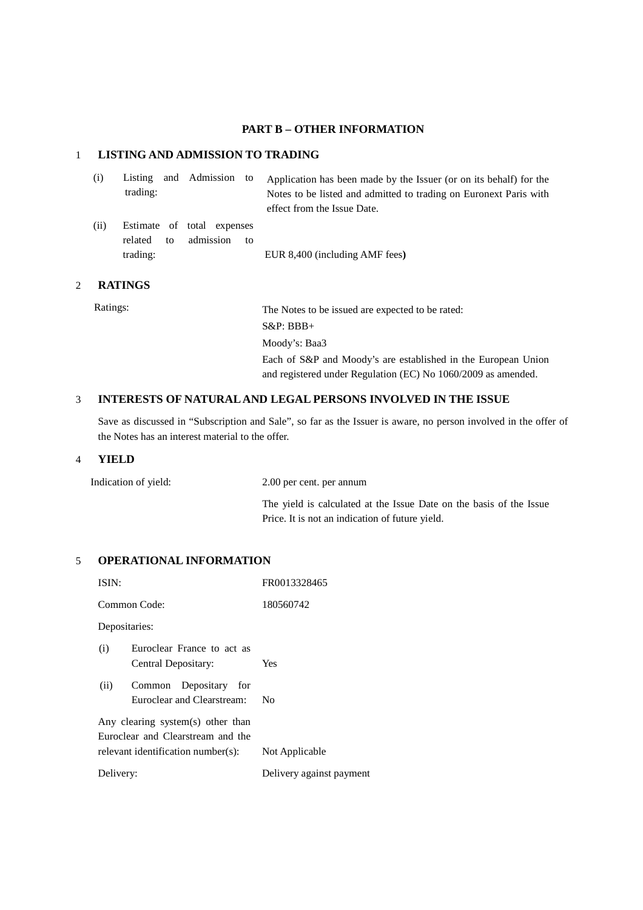## PART B – OTHER INFORMATION

### 1 LISTING AND ADMISSION TO TRADING

| | |
|---|---|
| (i) Listing and Admission to trading: | Application has been made by the Issuer (or on its behalf) for the Notes to be listed and admitted to trading on Euronext Paris with effect from the Issue Date. |
| (ii) Estimate of total expenses related to admission to trading: | EUR 8,400 (including AMF fees**)** |

### 2 RATINGS

| | |
|---|---|
| Ratings: | The Notes to be issued are expected to be rated:<br>S&P: BBB+<br>Moody's: Baa3<br>Each of S&P and Moody's are established in the European Union and registered under Regulation (EC) No 1060/2009 as amended. |

### 3 INTERESTS OF NATURAL AND LEGAL PERSONS INVOLVED IN THE ISSUE

Save as discussed in "Subscription and Sale", so far as the Issuer is aware, no person involved in the offer of the Notes has an interest material to the offer.

### 4 YIELD

| | |
|---|---|
| Indication of yield: | 2.00 per cent. per annum<br>The yield is calculated at the Issue Date on the basis of the Issue Price. It is not an indication of future yield. |

### 5 OPERATIONAL INFORMATION

| | |
|---|---|
| ISIN: | FR0013328465 |
| Common Code: | 180560742 |
| Depositaries: | |
| (i) Euroclear France to act as Central Depositary: | Yes |
| (ii) Common Depositary for Euroclear and Clearstream: | No |
| Any clearing system(s) other than Euroclear and Clearstream and the relevant identification number(s): | Not Applicable |
| Delivery: | Delivery against payment |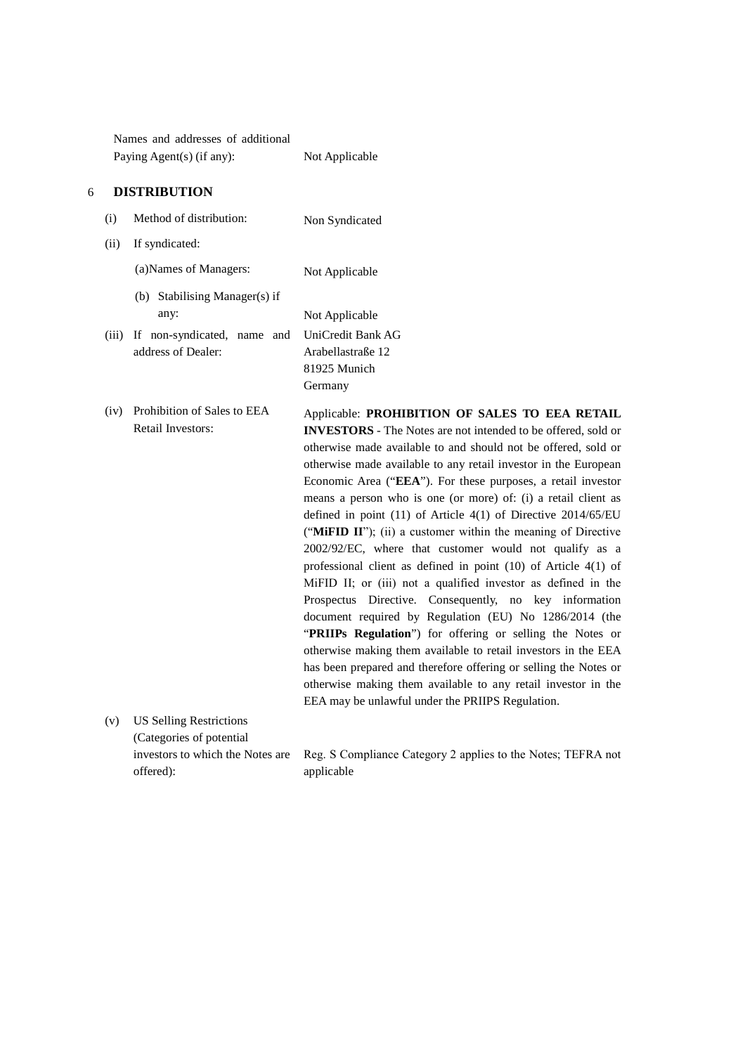| | |
|---|---|
| Names and addresses of additional Paying Agent(s) (if any): | Not Applicable |

## 6 DISTRIBUTION

| | | |
|---|---|---|
| (i) | Method of distribution: | Non Syndicated |
| (ii) | If syndicated: | |
| | (a)Names of Managers: | Not Applicable |
| | (b) Stabilising Manager(s) if any: | Not Applicable |
| (iii) | If non-syndicated, name and address of Dealer: | UniCredit Bank AG<br>Arabellastraße 12<br>81925 Munich<br>Germany |
| (iv) | Prohibition of Sales to EEA Retail Investors: | Applicable: **PROHIBITION OF SALES TO EEA RETAIL INVESTORS** - The Notes are not intended to be offered, sold or otherwise made available to and should not be offered, sold or otherwise made available to any retail investor in the European Economic Area ("**EEA**"). For these purposes, a retail investor means a person who is one (or more) of: (i) a retail client as defined in point (11) of Article 4(1) of Directive 2014/65/EU ("**MiFID II**"); (ii) a customer within the meaning of Directive 2002/92/EC, where that customer would not qualify as a professional client as defined in point (10) of Article 4(1) of MiFID II; or (iii) not a qualified investor as defined in the Prospectus Directive. Consequently, no key information document required by Regulation (EU) No 1286/2014 (the "**PRIIPs Regulation**") for offering or selling the Notes or otherwise making them available to retail investors in the EEA has been prepared and therefore offering or selling the Notes or otherwise making them available to any retail investor in the EEA may be unlawful under the PRIIPS Regulation. |
| (v) | US Selling Restrictions (Categories of potential investors to which the Notes are offered): | Reg. S Compliance Category 2 applies to the Notes; TEFRA not applicable |